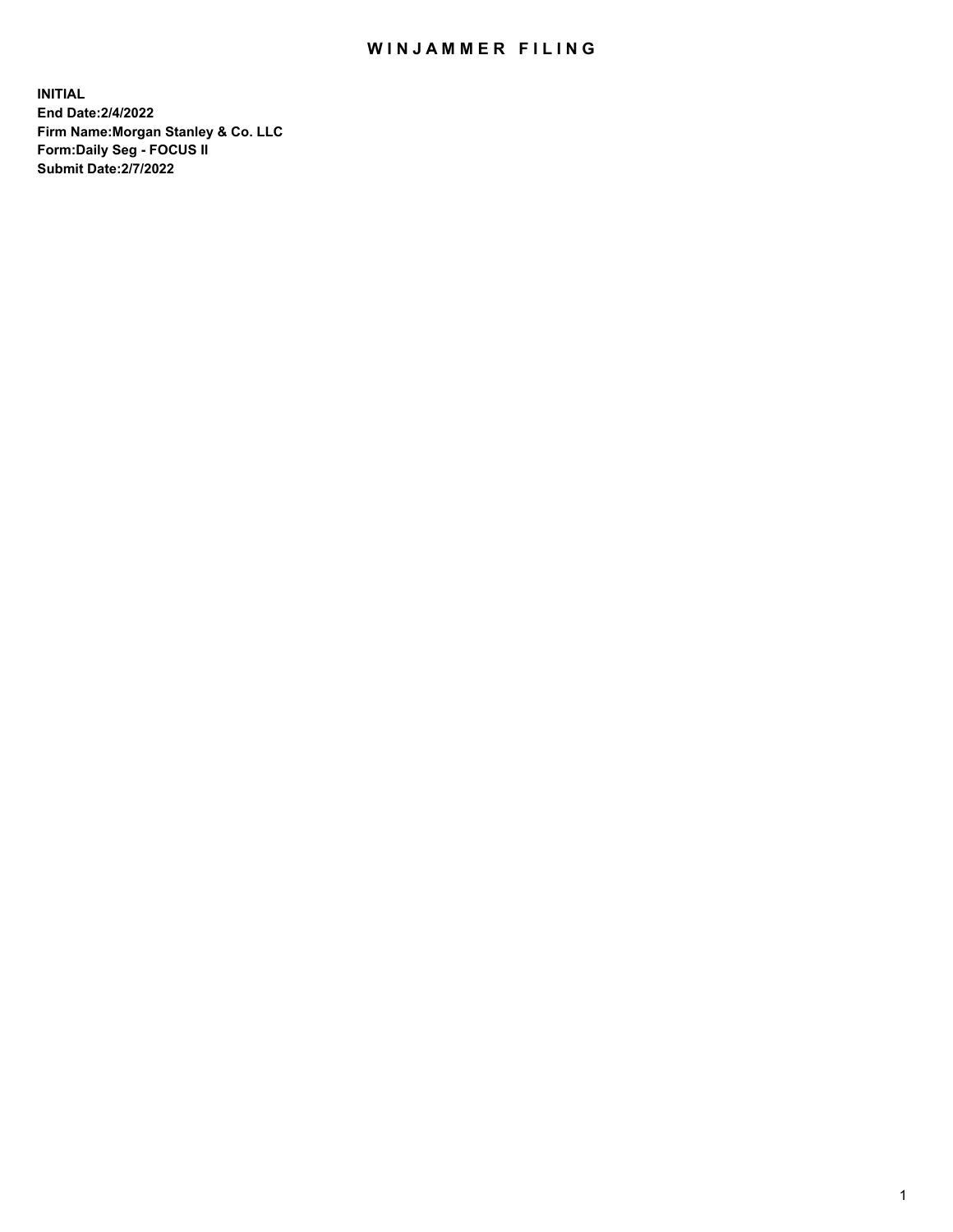# WINJAMMER FILING

**INITIAL**
**End Date:2/4/2022**
**Firm Name:Morgan Stanley & Co. LLC**
**Form:Daily Seg - FOCUS II**
**Submit Date:2/7/2022**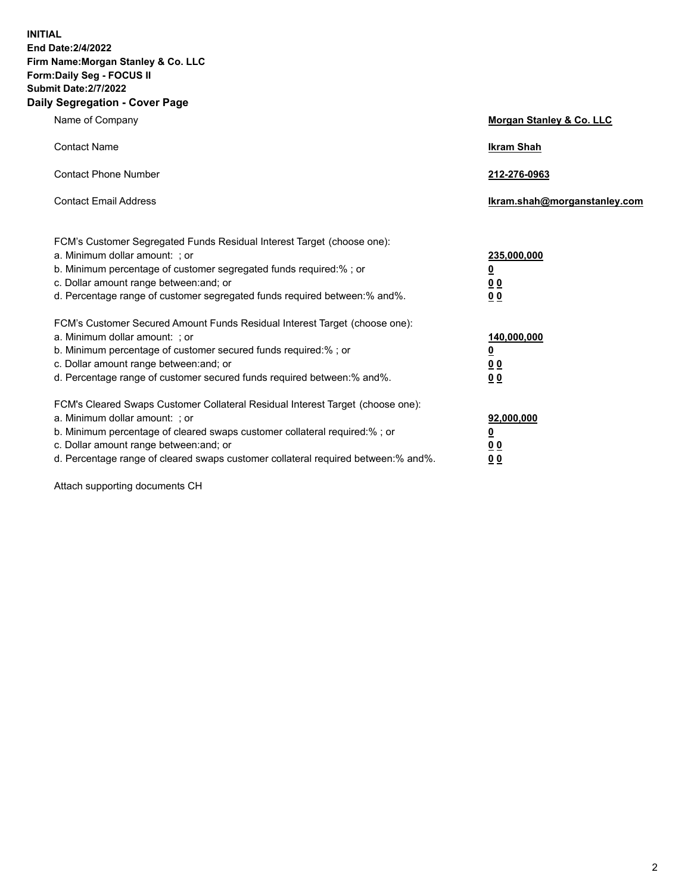**INITIAL**
**End Date:2/4/2022**
**Firm Name:Morgan Stanley & Co. LLC**
**Form:Daily Seg - FOCUS II**
**Submit Date:2/7/2022**

## Daily Segregation - Cover Page

| | |
|---|---|
| Name of Company | **Morgan Stanley & Co. LLC** |
| Contact Name | **Ikram Shah** |
| Contact Phone Number | **212-276-0963** |
| Contact Email Address | **Ikram.shah@morganstanley.com** |

| | |
|---|---|
| FCM's Customer Segregated Funds Residual Interest Target (choose one): | |
| a. Minimum dollar amount: ; or | **235,000,000** |
| b. Minimum percentage of customer segregated funds required:% ; or | **0** |
| c. Dollar amount range between:and; or | **0 0** |
| d. Percentage range of customer segregated funds required between:% and%. | **0 0** |
| FCM's Customer Secured Amount Funds Residual Interest Target (choose one): | |
| a. Minimum dollar amount: ; or | **140,000,000** |
| b. Minimum percentage of customer secured funds required:% ; or | **0** |
| c. Dollar amount range between:and; or | **0 0** |
| d. Percentage range of customer secured funds required between:% and%. | **0 0** |
| FCM's Cleared Swaps Customer Collateral Residual Interest Target (choose one): | |
| a. Minimum dollar amount: ; or | **92,000,000** |
| b. Minimum percentage of cleared swaps customer collateral required:% ; or | **0** |
| c. Dollar amount range between:and; or | **0 0** |
| d. Percentage range of cleared swaps customer collateral required between:% and%. | **0 0** |

Attach supporting documents CH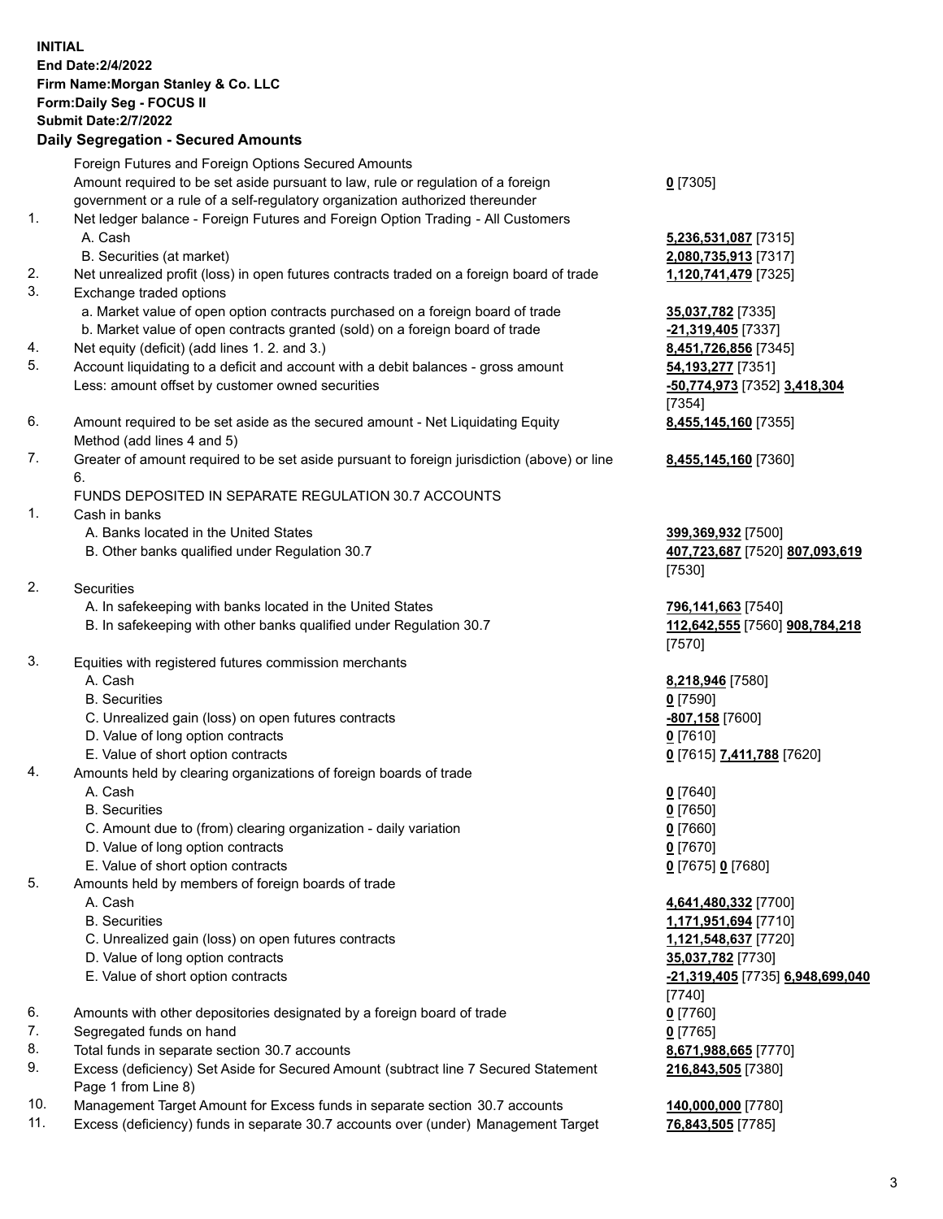**INITIAL**
**End Date:2/4/2022**
**Firm Name:Morgan Stanley & Co. LLC**
**Form:Daily Seg - FOCUS II**
**Submit Date:2/7/2022**

## Daily Segregation - Secured Amounts

| | | |
|---|---|---|
| | Foreign Futures and Foreign Options Secured Amounts | |
| | Amount required to be set aside pursuant to law, rule or regulation of a foreign government or a rule of a self-regulatory organization authorized thereunder | **0** [7305] |
| 1. | Net ledger balance - Foreign Futures and Foreign Option Trading - All Customers | |
| | A. Cash | **5,236,531,087** [7315] |
| | B. Securities (at market) | **2,080,735,913** [7317] |
| 2. | Net unrealized profit (loss) in open futures contracts traded on a foreign board of trade | **1,120,741,479** [7325] |
| 3. | Exchange traded options | |
| | a. Market value of open option contracts purchased on a foreign board of trade | **35,037,782** [7335] |
| | b. Market value of open contracts granted (sold) on a foreign board of trade | **-21,319,405** [7337] |
| 4. | Net equity (deficit) (add lines 1. 2. and 3.) | **8,451,726,856** [7345] |
| 5. | Account liquidating to a deficit and account with a debit balances - gross amount | **54,193,277** [7351] |
| | Less: amount offset by customer owned securities | **-50,774,973** [7352] **3,418,304** [7354] |
| 6. | Amount required to be set aside as the secured amount - Net Liquidating Equity Method (add lines 4 and 5) | **8,455,145,160** [7355] |
| 7. | Greater of amount required to be set aside pursuant to foreign jurisdiction (above) or line 6. | **8,455,145,160** [7360] |
| | FUNDS DEPOSITED IN SEPARATE REGULATION 30.7 ACCOUNTS | |
| 1. | Cash in banks | |
| | A. Banks located in the United States | **399,369,932** [7500] |
| | B. Other banks qualified under Regulation 30.7 | **407,723,687** [7520] **807,093,619** [7530] |
| 2. | Securities | |
| | A. In safekeeping with banks located in the United States | **796,141,663** [7540] |
| | B. In safekeeping with other banks qualified under Regulation 30.7 | **112,642,555** [7560] **908,784,218** [7570] |
| 3. | Equities with registered futures commission merchants | |
| | A. Cash | **8,218,946** [7580] |
| | B. Securities | **0** [7590] |
| | C. Unrealized gain (loss) on open futures contracts | **-807,158** [7600] |
| | D. Value of long option contracts | **0** [7610] |
| | E. Value of short option contracts | **0** [7615] **7,411,788** [7620] |
| 4. | Amounts held by clearing organizations of foreign boards of trade | |
| | A. Cash | **0** [7640] |
| | B. Securities | **0** [7650] |
| | C. Amount due to (from) clearing organization - daily variation | **0** [7660] |
| | D. Value of long option contracts | **0** [7670] |
| | E. Value of short option contracts | **0** [7675] **0** [7680] |
| 5. | Amounts held by members of foreign boards of trade | |
| | A. Cash | **4,641,480,332** [7700] |
| | B. Securities | **1,171,951,694** [7710] |
| | C. Unrealized gain (loss) on open futures contracts | **1,121,548,637** [7720] |
| | D. Value of long option contracts | **35,037,782** [7730] |
| | E. Value of short option contracts | **-21,319,405** [7735] **6,948,699,040** [7740] |
| 6. | Amounts with other depositories designated by a foreign board of trade | **0** [7760] |
| 7. | Segregated funds on hand | **0** [7765] |
| 8. | Total funds in separate section 30.7 accounts | **8,671,988,665** [7770] |
| 9. | Excess (deficiency) Set Aside for Secured Amount (subtract line 7 Secured Statement Page 1 from Line 8) | **216,843,505** [7380] |
| 10. | Management Target Amount for Excess funds in separate section 30.7 accounts | **140,000,000** [7780] |
| 11. | Excess (deficiency) funds in separate 30.7 accounts over (under) Management Target | **76,843,505** [7785] |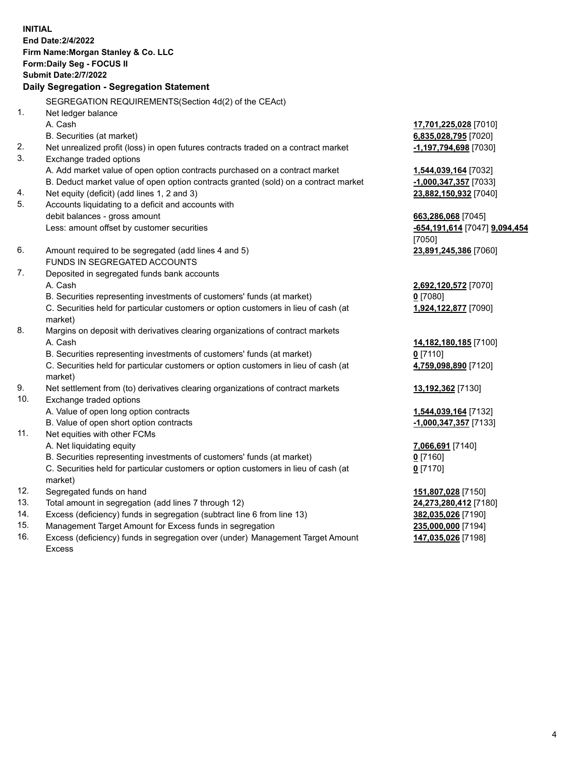**INITIAL**
**End Date:2/4/2022**
**Firm Name:Morgan Stanley & Co. LLC**
**Form:Daily Seg - FOCUS II**
**Submit Date:2/7/2022**

## Daily Segregation - Segregation Statement

SEGREGATION REQUIREMENTS(Section 4d(2) of the CEAct)

| | | |
|---|---|---|
| 1. | Net ledger balance | |
| | A. Cash | **17,701,225,028** [7010] |
| | B. Securities (at market) | **6,835,028,795** [7020] |
| 2. | Net unrealized profit (loss) in open futures contracts traded on a contract market | **-1,197,794,698** [7030] |
| 3. | Exchange traded options | |
| | A. Add market value of open option contracts purchased on a contract market | **1,544,039,164** [7032] |
| | B. Deduct market value of open option contracts granted (sold) on a contract market | **-1,000,347,357** [7033] |
| 4. | Net equity (deficit) (add lines 1, 2 and 3) | **23,882,150,932** [7040] |
| 5. | Accounts liquidating to a deficit and accounts with debit balances - gross amount | **663,286,068** [7045] |
| | Less: amount offset by customer securities | **-654,191,614** [7047] **9,094,454** [7050] |
| 6. | Amount required to be segregated (add lines 4 and 5) | **23,891,245,386** [7060] |
| | FUNDS IN SEGREGATED ACCOUNTS | |
| 7. | Deposited in segregated funds bank accounts | |
| | A. Cash | **2,692,120,572** [7070] |
| | B. Securities representing investments of customers' funds (at market) | **0** [7080] |
| | C. Securities held for particular customers or option customers in lieu of cash (at market) | **1,924,122,877** [7090] |
| 8. | Margins on deposit with derivatives clearing organizations of contract markets | |
| | A. Cash | **14,182,180,185** [7100] |
| | B. Securities representing investments of customers' funds (at market) | **0** [7110] |
| | C. Securities held for particular customers or option customers in lieu of cash (at market) | **4,759,098,890** [7120] |
| 9. | Net settlement from (to) derivatives clearing organizations of contract markets | **13,192,362** [7130] |
| 10. | Exchange traded options | |
| | A. Value of open long option contracts | **1,544,039,164** [7132] |
| | B. Value of open short option contracts | **-1,000,347,357** [7133] |
| 11. | Net equities with other FCMs | |
| | A. Net liquidating equity | **7,066,691** [7140] |
| | B. Securities representing investments of customers' funds (at market) | **0** [7160] |
| | C. Securities held for particular customers or option customers in lieu of cash (at market) | **0** [7170] |
| 12. | Segregated funds on hand | **151,807,028** [7150] |
| 13. | Total amount in segregation (add lines 7 through 12) | **24,273,280,412** [7180] |
| 14. | Excess (deficiency) funds in segregation (subtract line 6 from line 13) | **382,035,026** [7190] |
| 15. | Management Target Amount for Excess funds in segregation | **235,000,000** [7194] |
| 16. | Excess (deficiency) funds in segregation over (under) Management Target Amount Excess | **147,035,026** [7198] |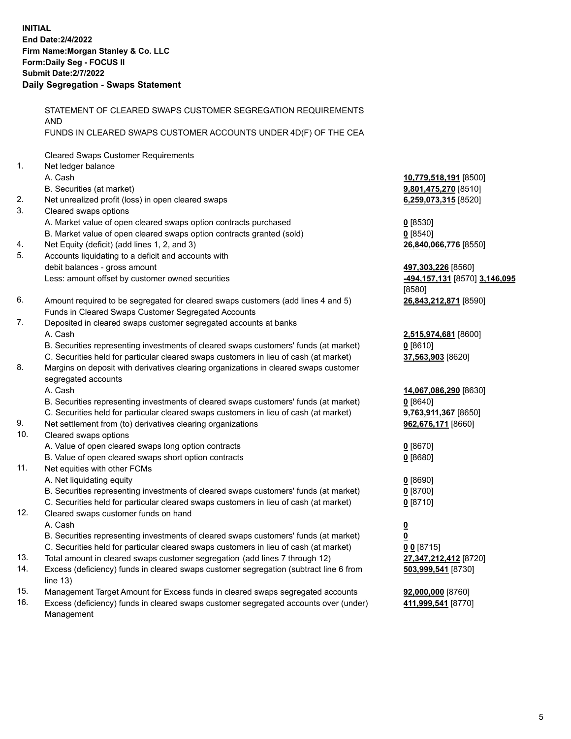**INITIAL**
**End Date:2/4/2022**
**Firm Name:Morgan Stanley & Co. LLC**
**Form:Daily Seg - FOCUS II**
**Submit Date:2/7/2022**
**Daily Segregation - Swaps Statement**

STATEMENT OF CLEARED SWAPS CUSTOMER SEGREGATION REQUIREMENTS AND
FUNDS IN CLEARED SWAPS CUSTOMER ACCOUNTS UNDER 4D(F) OF THE CEA

| | | |
|---|---|---|
| | Cleared Swaps Customer Requirements | |
| 1. | Net ledger balance | |
| | A. Cash | **10,779,518,191** [8500] |
| | B. Securities (at market) | **9,801,475,270** [8510] |
| 2. | Net unrealized profit (loss) in open cleared swaps | **6,259,073,315** [8520] |
| 3. | Cleared swaps options | |
| | A. Market value of open cleared swaps option contracts purchased | **0** [8530] |
| | B. Market value of open cleared swaps option contracts granted (sold) | **0** [8540] |
| 4. | Net Equity (deficit) (add lines 1, 2, and 3) | **26,840,066,776** [8550] |
| 5. | Accounts liquidating to a deficit and accounts with debit balances - gross amount | **497,303,226** [8560] |
| | Less: amount offset by customer owned securities | **-494,157,131** [8570] **3,146,095** [8580] |
| 6. | Amount required to be segregated for cleared swaps customers (add lines 4 and 5) | **26,843,212,871** [8590] |
| | Funds in Cleared Swaps Customer Segregated Accounts | |
| 7. | Deposited in cleared swaps customer segregated accounts at banks | |
| | A. Cash | **2,515,974,681** [8600] |
| | B. Securities representing investments of cleared swaps customers' funds (at market) | **0** [8610] |
| | C. Securities held for particular cleared swaps customers in lieu of cash (at market) | **37,563,903** [8620] |
| 8. | Margins on deposit with derivatives clearing organizations in cleared swaps customer segregated accounts | |
| | A. Cash | **14,067,086,290** [8630] |
| | B. Securities representing investments of cleared swaps customers' funds (at market) | **0** [8640] |
| | C. Securities held for particular cleared swaps customers in lieu of cash (at market) | **9,763,911,367** [8650] |
| 9. | Net settlement from (to) derivatives clearing organizations | **962,676,171** [8660] |
| 10. | Cleared swaps options | |
| | A. Value of open cleared swaps long option contracts | **0** [8670] |
| | B. Value of open cleared swaps short option contracts | **0** [8680] |
| 11. | Net equities with other FCMs | |
| | A. Net liquidating equity | **0** [8690] |
| | B. Securities representing investments of cleared swaps customers' funds (at market) | **0** [8700] |
| | C. Securities held for particular cleared swaps customers in lieu of cash (at market) | **0** [8710] |
| 12. | Cleared swaps customer funds on hand | |
| | A. Cash | **0** |
| | B. Securities representing investments of cleared swaps customers' funds (at market) | **0** |
| | C. Securities held for particular cleared swaps customers in lieu of cash (at market) | **0** **0** [8715] |
| 13. | Total amount in cleared swaps customer segregation (add lines 7 through 12) | **27,347,212,412** [8720] |
| 14. | Excess (deficiency) funds in cleared swaps customer segregation (subtract line 6 from line 13) | **503,999,541** [8730] |
| 15. | Management Target Amount for Excess funds in cleared swaps segregated accounts | **92,000,000** [8760] |
| 16. | Excess (deficiency) funds in cleared swaps customer segregated accounts over (under) Management | **411,999,541** [8770] |